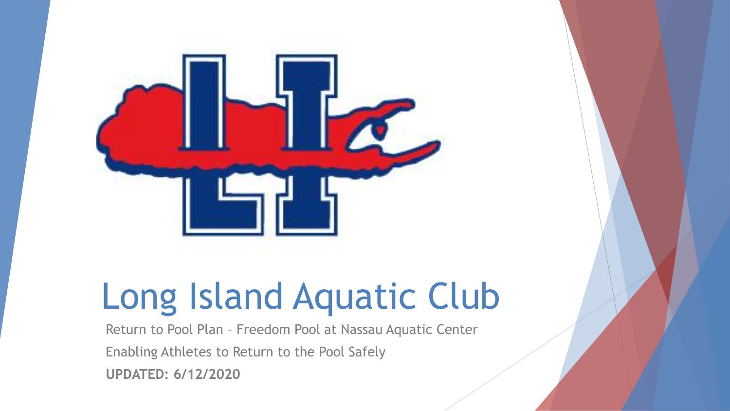# Long Island Aquatic Club

Return to Pool Plan – Freedom Pool at Nassau Aquatic Center

Enabling Athletes to Return to the Pool Safely

**UPDATED: 6/12/2020**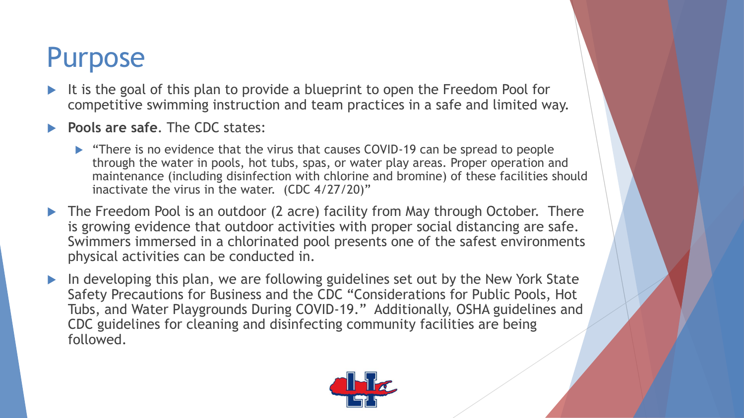# Purpose

- It is the goal of this plan to provide a blueprint to open the Freedom Pool for competitive swimming instruction and team practices in a safe and limited way.
- **Pools are safe**. The CDC states:
  - "There is no evidence that the virus that causes COVID-19 can be spread to people through the water in pools, hot tubs, spas, or water play areas. Proper operation and maintenance (including disinfection with chlorine and bromine) of these facilities should inactivate the virus in the water. (CDC 4/27/20)"
- The Freedom Pool is an outdoor (2 acre) facility from May through October. There is growing evidence that outdoor activities with proper social distancing are safe. Swimmers immersed in a chlorinated pool presents one of the safest environments physical activities can be conducted in.
- In developing this plan, we are following guidelines set out by the New York State Safety Precautions for Business and the CDC "Considerations for Public Pools, Hot Tubs, and Water Playgrounds During COVID-19." Additionally, OSHA guidelines and CDC guidelines for cleaning and disinfecting community facilities are being followed.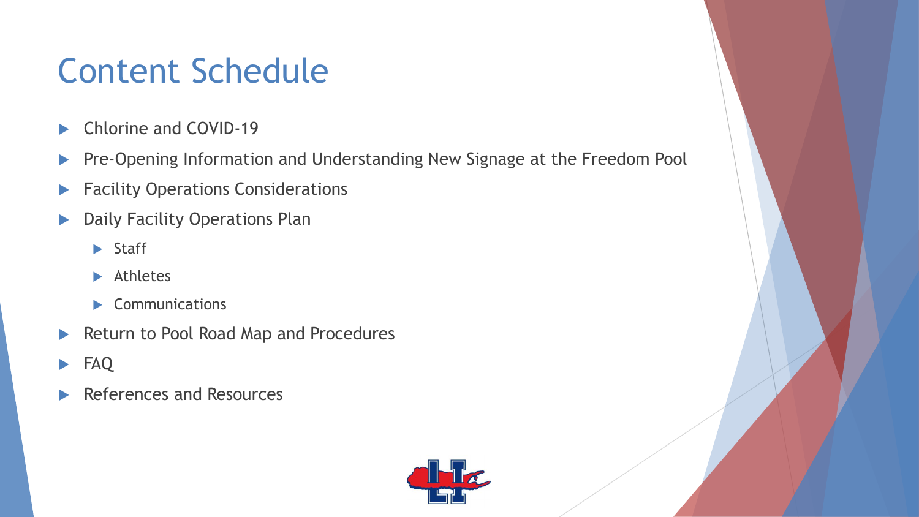# Content Schedule

- Chlorine and COVID-19
- Pre-Opening Information and Understanding New Signage at the Freedom Pool
- Facility Operations Considerations
- Daily Facility Operations Plan
  - Staff
  - Athletes
  - Communications
- Return to Pool Road Map and Procedures
- FAQ
- References and Resources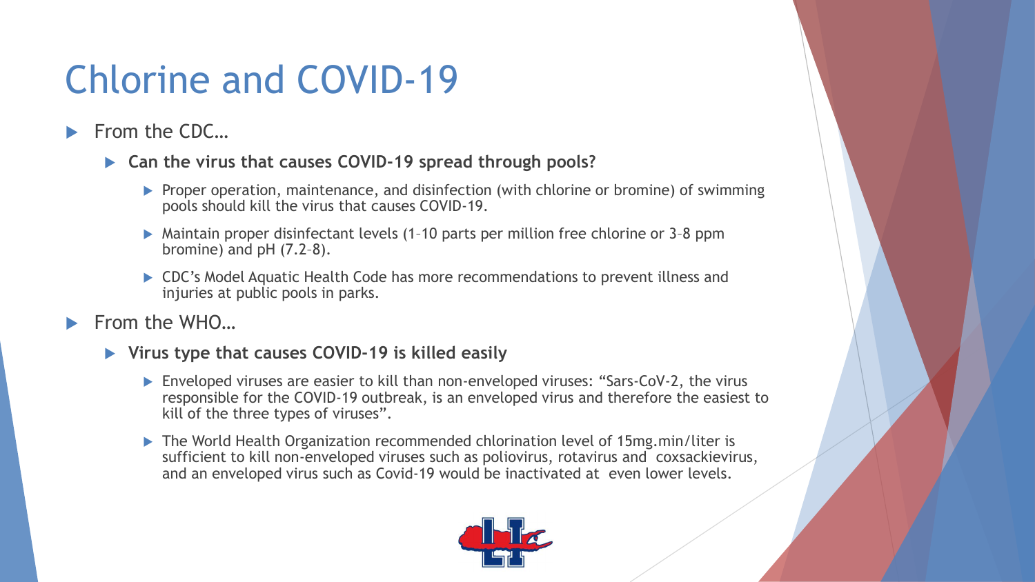# Chlorine and COVID-19

- From the CDC…
  - **Can the virus that causes COVID-19 spread through pools?**
    - Proper operation, maintenance, and disinfection (with chlorine or bromine) of swimming pools should kill the virus that causes COVID-19.
    - Maintain proper disinfectant levels (1–10 parts per million free chlorine or 3–8 ppm bromine) and pH (7.2–8).
    - CDC's Model Aquatic Health Code has more recommendations to prevent illness and injuries at public pools in parks.
- From the WHO…
  - **Virus type that causes COVID-19 is killed easily**
    - Enveloped viruses are easier to kill than non-enveloped viruses: "Sars-CoV-2, the virus responsible for the COVID-19 outbreak, is an enveloped virus and therefore the easiest to kill of the three types of viruses".
    - The World Health Organization recommended chlorination level of 15mg.min/liter is sufficient to kill non-enveloped viruses such as poliovirus, rotavirus and coxsackievirus, and an enveloped virus such as Covid-19 would be inactivated at even lower levels.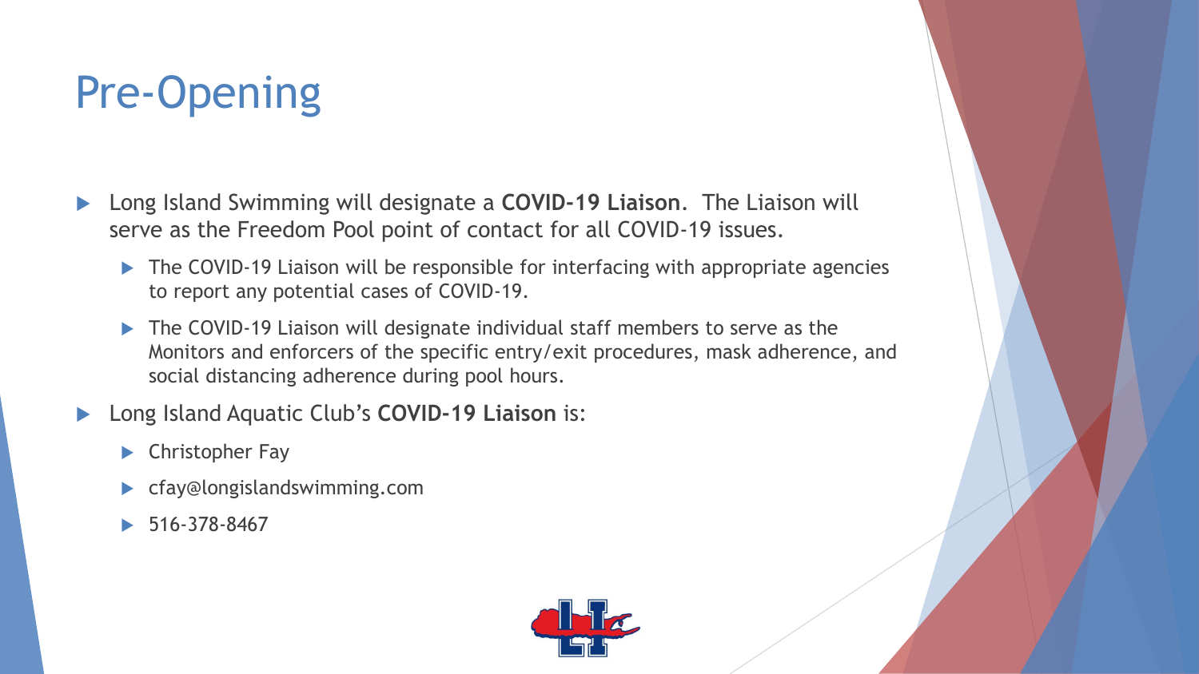# Pre-Opening

- Long Island Swimming will designate a **COVID-19 Liaison**. The Liaison will serve as the Freedom Pool point of contact for all COVID-19 issues.
  - The COVID-19 Liaison will be responsible for interfacing with appropriate agencies to report any potential cases of COVID-19.
  - The COVID-19 Liaison will designate individual staff members to serve as the Monitors and enforcers of the specific entry/exit procedures, mask adherence, and social distancing adherence during pool hours.
- Long Island Aquatic Club's **COVID-19 Liaison** is:
  - Christopher Fay
  - cfay@longislandswimming.com
  - 516-378-8467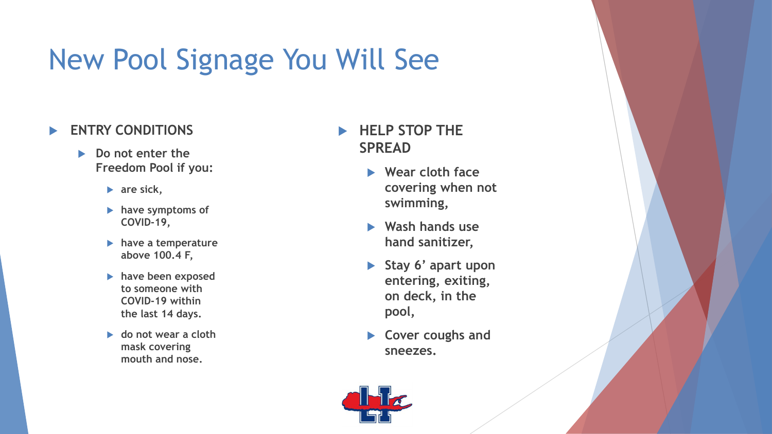# New Pool Signage You Will See

- **ENTRY CONDITIONS**
  - **Do not enter the Freedom Pool if you:**
    - **are sick,**
    - **have symptoms of COVID-19,**
    - **have a temperature above 100.4 F,**
    - **have been exposed to someone with COVID-19 within the last 14 days.**
    - **do not wear a cloth mask covering mouth and nose.**

- **HELP STOP THE SPREAD**
  - **Wear cloth face covering when not swimming,**
  - **Wash hands use hand sanitizer,**
  - **Stay 6' apart upon entering, exiting, on deck, in the pool,**
  - **Cover coughs and sneezes.**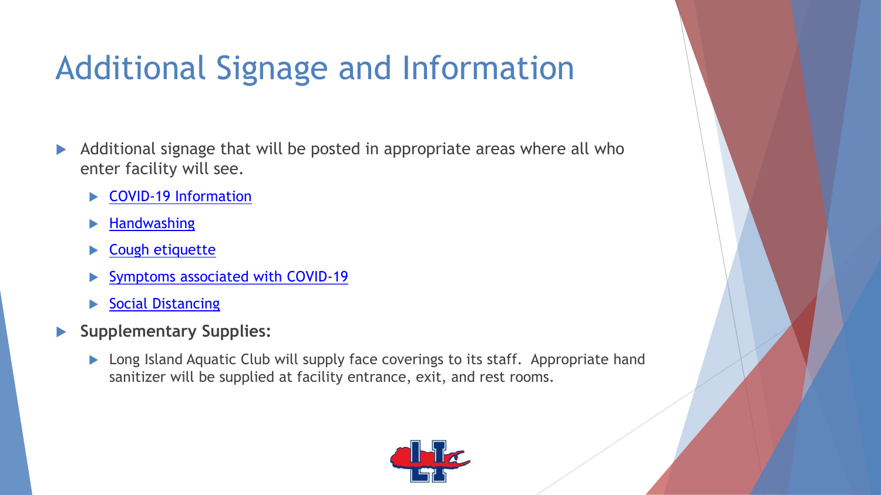# Additional Signage and Information

- Additional signage that will be posted in appropriate areas where all who enter facility will see.
  - COVID-19 Information
  - Handwashing
  - Cough etiquette
  - Symptoms associated with COVID-19
  - Social Distancing
- **Supplementary Supplies:**
  - Long Island Aquatic Club will supply face coverings to its staff. Appropriate hand sanitizer will be supplied at facility entrance, exit, and rest rooms.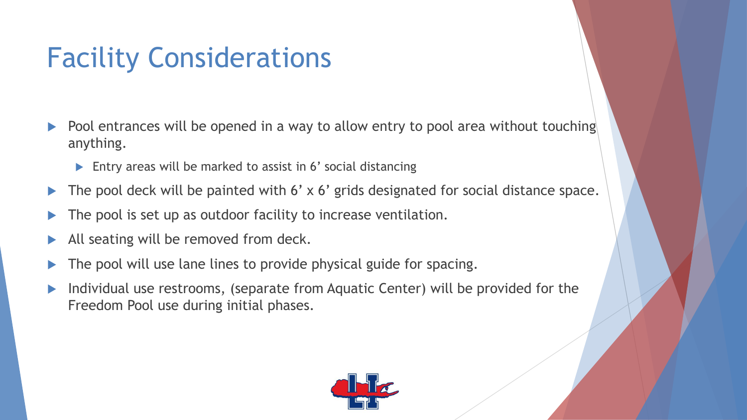# Facility Considerations

- Pool entrances will be opened in a way to allow entry to pool area without touching anything.
  - Entry areas will be marked to assist in 6' social distancing
- The pool deck will be painted with 6' x 6' grids designated for social distance space.
- The pool is set up as outdoor facility to increase ventilation.
- All seating will be removed from deck.
- The pool will use lane lines to provide physical guide for spacing.
- Individual use restrooms, (separate from Aquatic Center) will be provided for the Freedom Pool use during initial phases.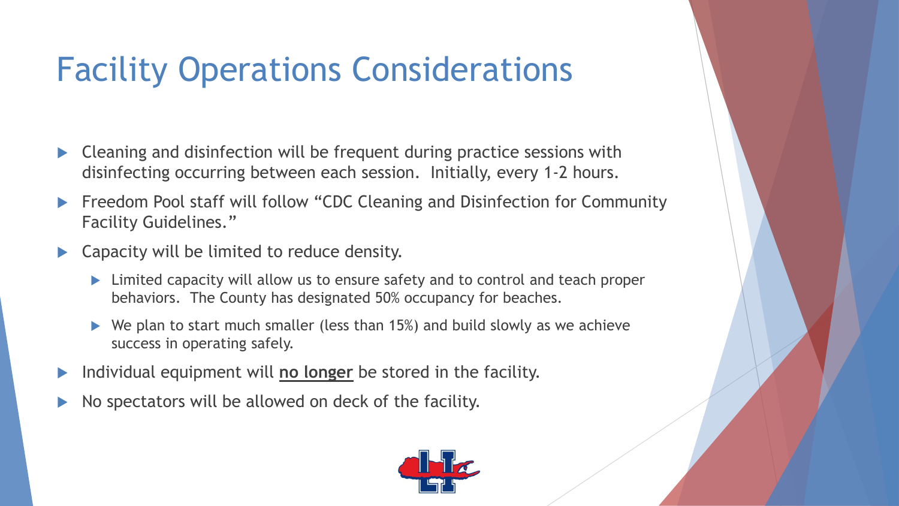# Facility Operations Considerations

- Cleaning and disinfection will be frequent during practice sessions with disinfecting occurring between each session. Initially, every 1-2 hours.
- Freedom Pool staff will follow "CDC Cleaning and Disinfection for Community Facility Guidelines."
- Capacity will be limited to reduce density.
  - Limited capacity will allow us to ensure safety and to control and teach proper behaviors. The County has designated 50% occupancy for beaches.
  - We plan to start much smaller (less than 15%) and build slowly as we achieve success in operating safely.
- Individual equipment will **<u>no longer</u>** be stored in the facility.
- No spectators will be allowed on deck of the facility.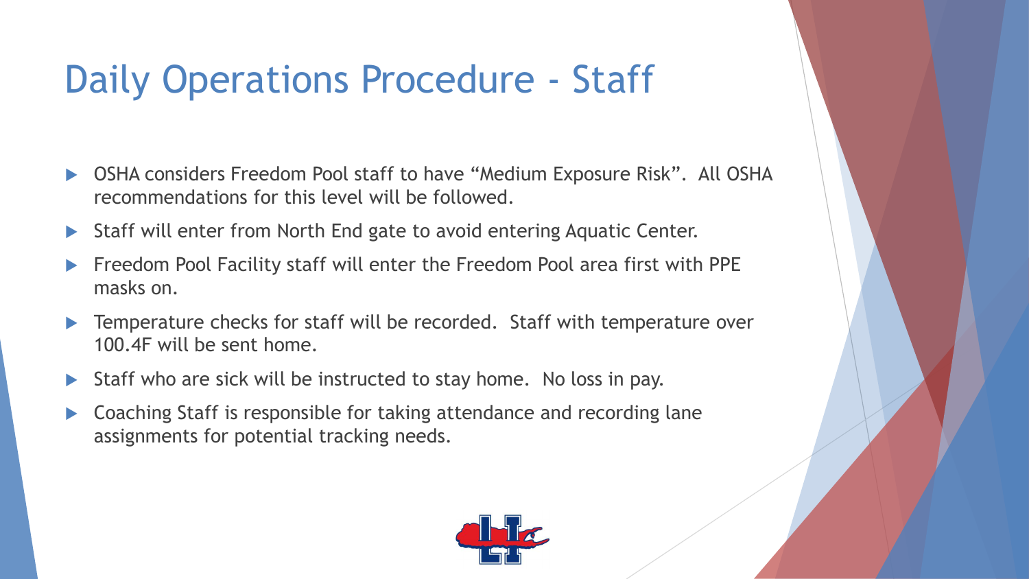# Daily Operations Procedure - Staff

- OSHA considers Freedom Pool staff to have "Medium Exposure Risk". All OSHA recommendations for this level will be followed.
- Staff will enter from North End gate to avoid entering Aquatic Center.
- Freedom Pool Facility staff will enter the Freedom Pool area first with PPE masks on.
- Temperature checks for staff will be recorded. Staff with temperature over 100.4F will be sent home.
- Staff who are sick will be instructed to stay home. No loss in pay.
- Coaching Staff is responsible for taking attendance and recording lane assignments for potential tracking needs.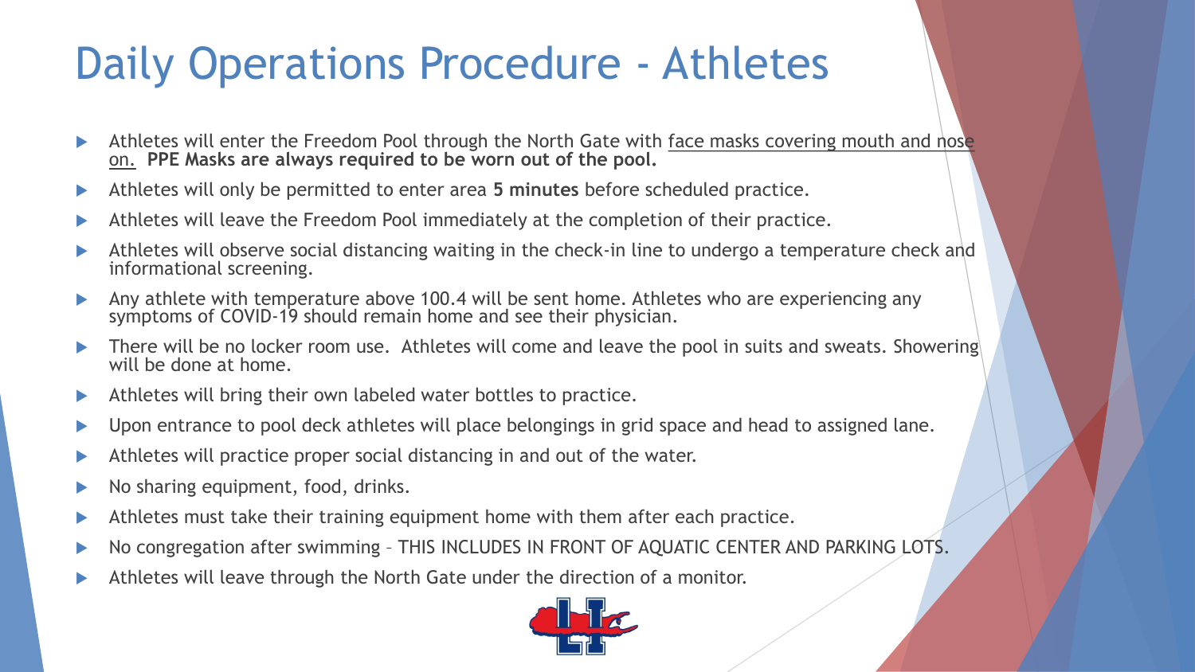# Daily Operations Procedure - Athletes

- Athletes will enter the Freedom Pool through the North Gate with face masks covering mouth and nose on. **PPE Masks are always required to be worn out of the pool.**
- Athletes will only be permitted to enter area **5 minutes** before scheduled practice.
- Athletes will leave the Freedom Pool immediately at the completion of their practice.
- Athletes will observe social distancing waiting in the check-in line to undergo a temperature check and informational screening.
- Any athlete with temperature above 100.4 will be sent home. Athletes who are experiencing any symptoms of COVID-19 should remain home and see their physician.
- There will be no locker room use. Athletes will come and leave the pool in suits and sweats. Showering will be done at home.
- Athletes will bring their own labeled water bottles to practice.
- Upon entrance to pool deck athletes will place belongings in grid space and head to assigned lane.
- Athletes will practice proper social distancing in and out of the water.
- No sharing equipment, food, drinks.
- Athletes must take their training equipment home with them after each practice.
- No congregation after swimming – THIS INCLUDES IN FRONT OF AQUATIC CENTER AND PARKING LOTS.
- Athletes will leave through the North Gate under the direction of a monitor.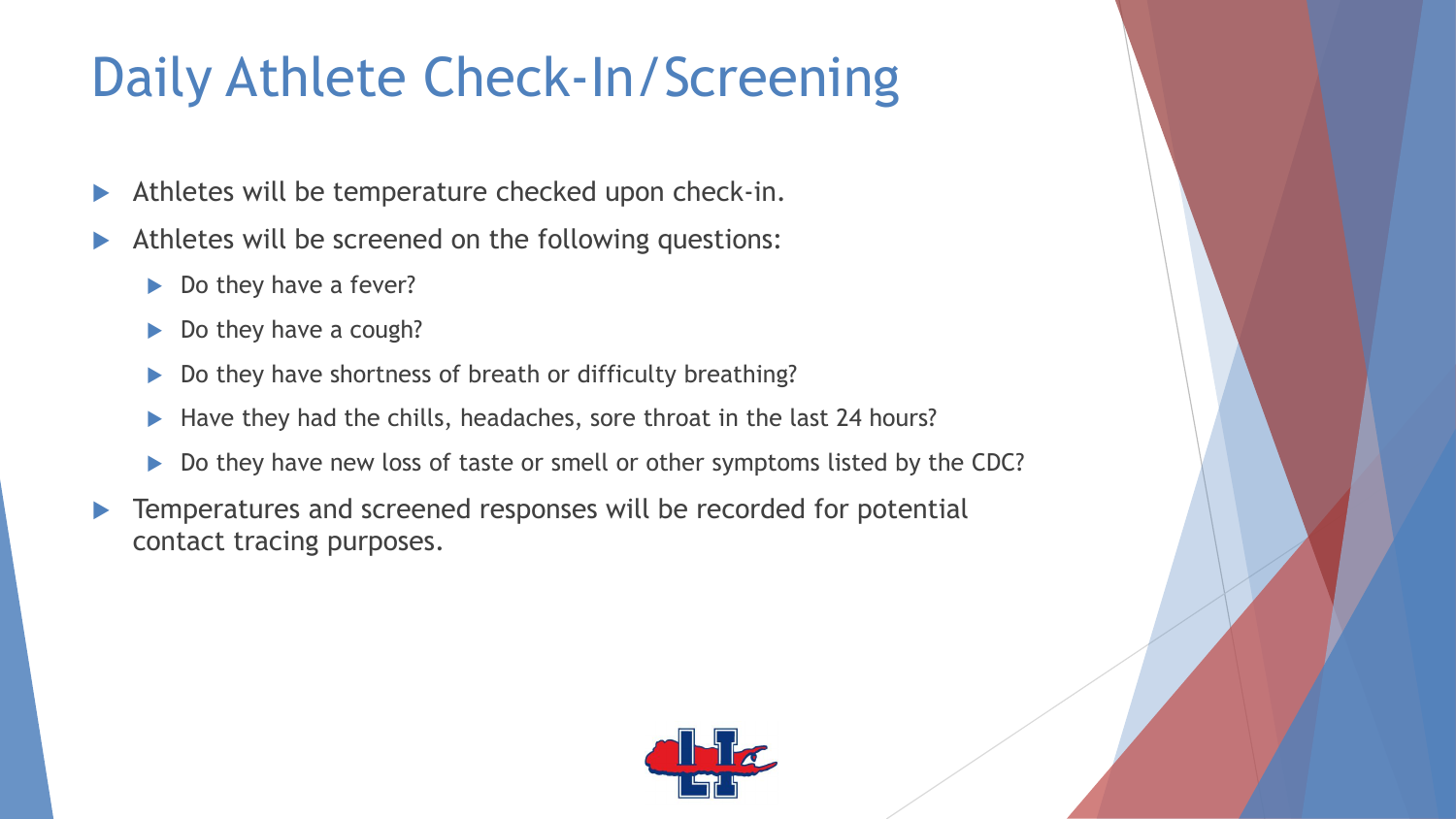# Daily Athlete Check-In/Screening

- Athletes will be temperature checked upon check-in.
- Athletes will be screened on the following questions:
  - Do they have a fever?
  - Do they have a cough?
  - Do they have shortness of breath or difficulty breathing?
  - Have they had the chills, headaches, sore throat in the last 24 hours?
  - Do they have new loss of taste or smell or other symptoms listed by the CDC?
- Temperatures and screened responses will be recorded for potential contact tracing purposes.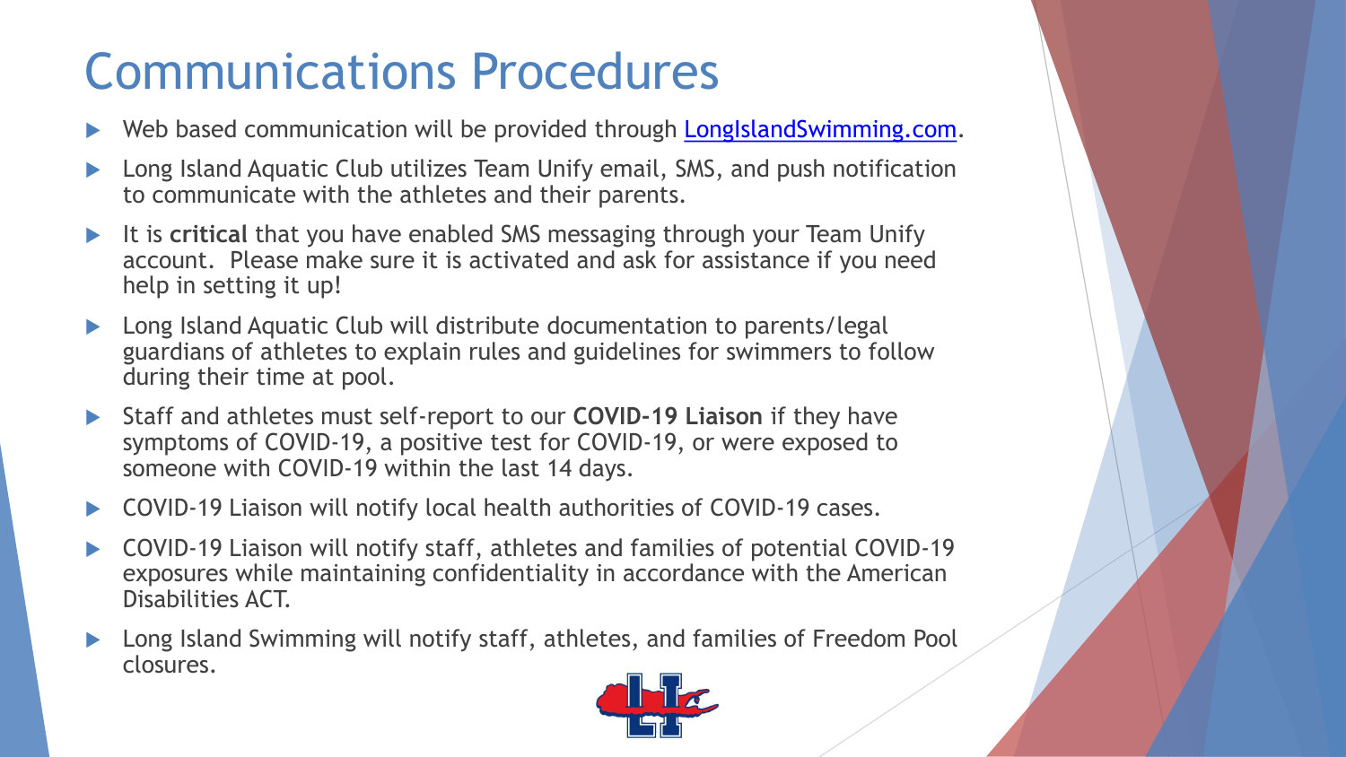# Communications Procedures

- Web based communication will be provided through [LongIslandSwimming.com](http://LongIslandSwimming.com).
- Long Island Aquatic Club utilizes Team Unify email, SMS, and push notification to communicate with the athletes and their parents.
- It is **critical** that you have enabled SMS messaging through your Team Unify account. Please make sure it is activated and ask for assistance if you need help in setting it up!
- Long Island Aquatic Club will distribute documentation to parents/legal guardians of athletes to explain rules and guidelines for swimmers to follow during their time at pool.
- Staff and athletes must self-report to our **COVID-19 Liaison** if they have symptoms of COVID-19, a positive test for COVID-19, or were exposed to someone with COVID-19 within the last 14 days.
- COVID-19 Liaison will notify local health authorities of COVID-19 cases.
- COVID-19 Liaison will notify staff, athletes and families of potential COVID-19 exposures while maintaining confidentiality in accordance with the American Disabilities ACT.
- Long Island Swimming will notify staff, athletes, and families of Freedom Pool closures.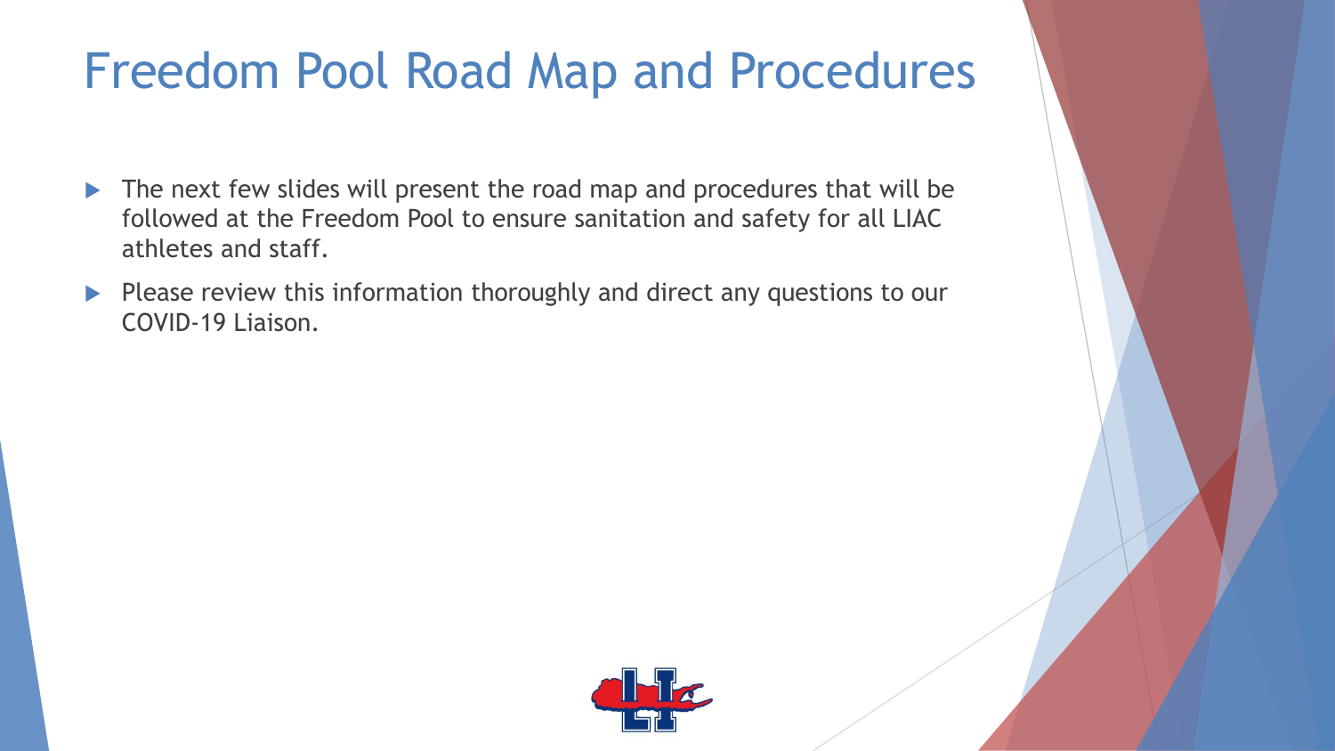# Freedom Pool Road Map and Procedures

- The next few slides will present the road map and procedures that will be followed at the Freedom Pool to ensure sanitation and safety for all LIAC athletes and staff.
- Please review this information thoroughly and direct any questions to our COVID-19 Liaison.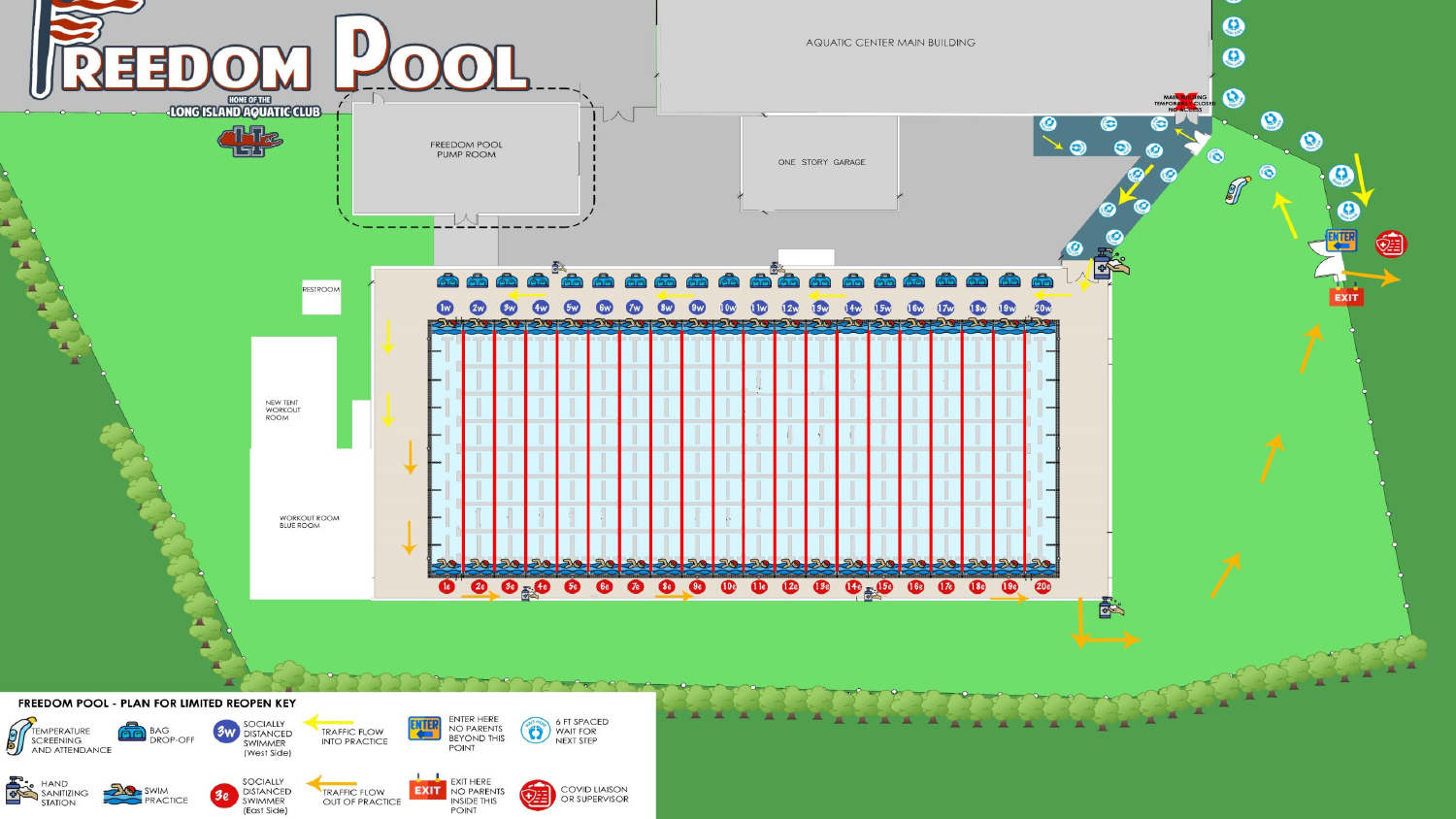# FREEDOM POOL

HOME OF THE LONG ISLAND AQUATIC CLUB

AQUATIC CENTER MAIN BUILDING

FREEDOM POOL PUMP ROOM

ONE STORY GARAGE

MAIN BUILDING TEMPORARILY CLOSED NO ACCESS

RESTROOM

NEW TENT WORKOUT ROOM

WORKOUT ROOM BLUE ROOM

ENTER

EXIT

1w 2w 3w 4w 5w 6w 7w 8w 9w 10w 11w 12w 13w 14w 15w 16w 17w 18w 19w 20w

1e 2e 3e 4e 5e 6e 7e 8e 9e 10e 11e 12e 13e 14e 15e 16e 17e 18e 19e 20e

## FREEDOM POOL - PLAN FOR LIMITED REOPEN KEY

- TEMPERATURE SCREENING AND ATTENDANCE
- BAG DROP-OFF
- 3w SOCIALLY DISTANCED SWIMMER (West Side)
- TRAFFIC FLOW INTO PRACTICE
- ENTER HERE NO PARENTS BEYOND THIS POINT
- 6 FT SPACED WAIT FOR NEXT STEP
- HAND SANITIZING STATION
- SWIM PRACTICE
- 3e SOCIALLY DISTANCED SWIMMER (East Side)
- TRAFFIC FLOW OUT OF PRACTICE
- EXIT HERE NO PARENTS INSIDE THIS POINT
- COVID LIAISON OR SUPERVISOR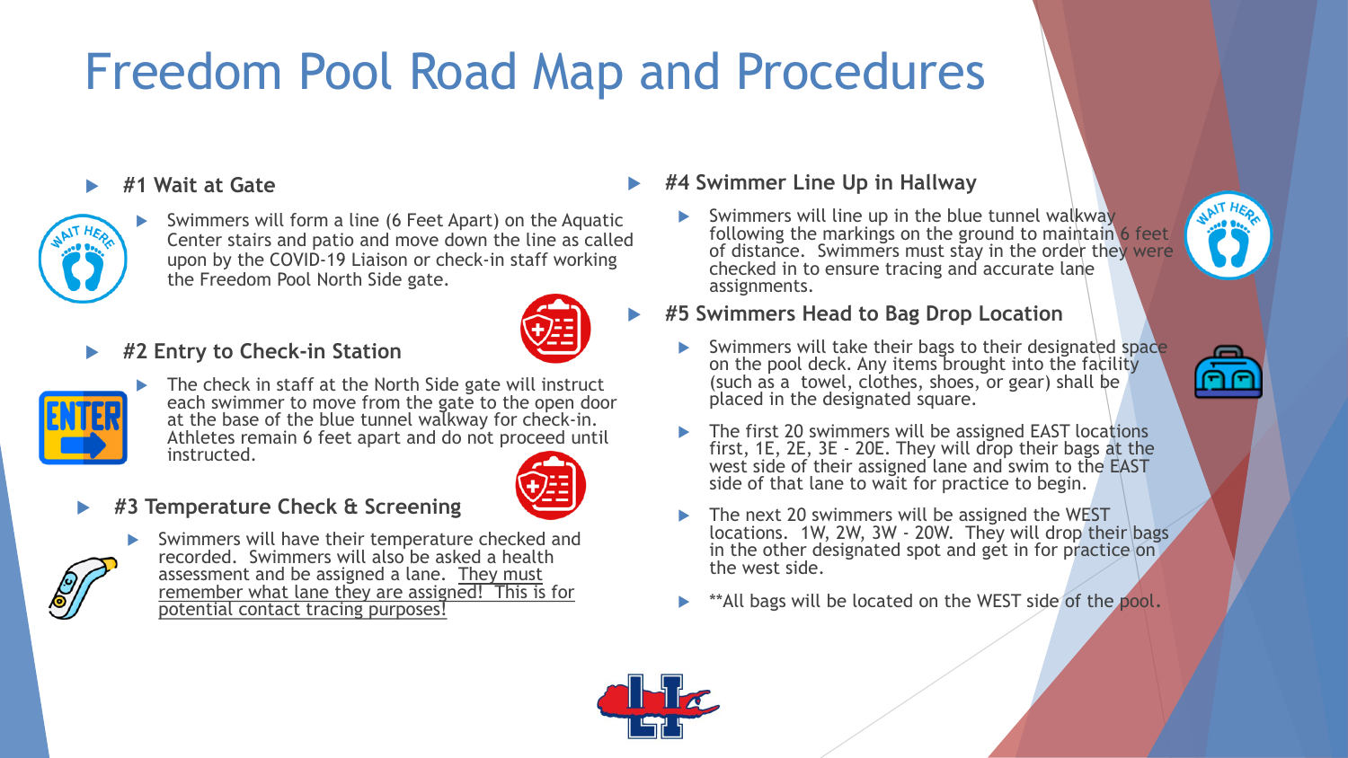# Freedom Pool Road Map and Procedures

- **#1 Wait at Gate**
  - Swimmers will form a line (6 Feet Apart) on the Aquatic Center stairs and patio and move down the line as called upon by the COVID-19 Liaison or check-in staff working the Freedom Pool North Side gate.
- **#2 Entry to Check-in Station**
  - The check in staff at the North Side gate will instruct each swimmer to move from the gate to the open door at the base of the blue tunnel walkway for check-in. Athletes remain 6 feet apart and do not proceed until instructed.
- **#3 Temperature Check & Screening**
  - Swimmers will have their temperature checked and recorded. Swimmers will also be asked a health assessment and be assigned a lane. They must remember what lane they are assigned! This is for potential contact tracing purposes!
- **#4 Swimmer Line Up in Hallway**
  - Swimmers will line up in the blue tunnel walkway following the markings on the ground to maintain 6 feet of distance. Swimmers must stay in the order they were checked in to ensure tracing and accurate lane assignments.
- **#5 Swimmers Head to Bag Drop Location**
  - Swimmers will take their bags to their designated space on the pool deck. Any items brought into the facility (such as a towel, clothes, shoes, or gear) shall be placed in the designated square.
  - The first 20 swimmers will be assigned EAST locations first, 1E, 2E, 3E - 20E. They will drop their bags at the west side of their assigned lane and swim to the EAST side of that lane to wait for practice to begin.
  - The next 20 swimmers will be assigned the WEST locations. 1W, 2W, 3W - 20W. They will drop their bags in the other designated spot and get in for practice on the west side.
  - **All bags will be located on the WEST side of the pool.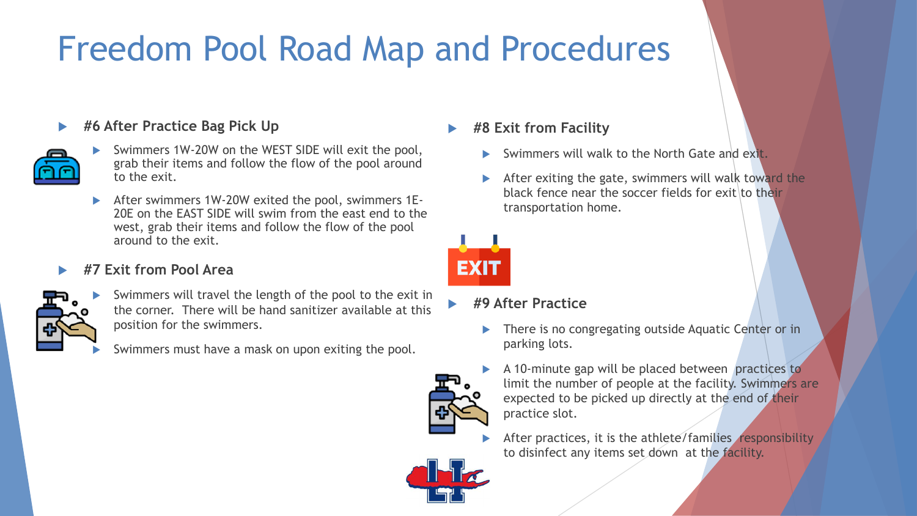# Freedom Pool Road Map and Procedures

- **#6 After Practice Bag Pick Up**
  - Swimmers 1W-20W on the WEST SIDE will exit the pool, grab their items and follow the flow of the pool around to the exit.
  - After swimmers 1W-20W exited the pool, swimmers 1E-20E on the EAST SIDE will swim from the east end to the west, grab their items and follow the flow of the pool around to the exit.
- **#7 Exit from Pool Area**
  - Swimmers will travel the length of the pool to the exit in the corner. There will be hand sanitizer available at this position for the swimmers.
  - Swimmers must have a mask on upon exiting the pool.
- **#8 Exit from Facility**
  - Swimmers will walk to the North Gate and exit.
  - After exiting the gate, swimmers will walk toward the black fence near the soccer fields for exit to their transportation home.

EXIT

- **#9 After Practice**
  - There is no congregating outside Aquatic Center or in parking lots.
  - A 10-minute gap will be placed between practices to limit the number of people at the facility. Swimmers are expected to be picked up directly at the end of their practice slot.
  - After practices, it is the athlete/families responsibility to disinfect any items set down at the facility.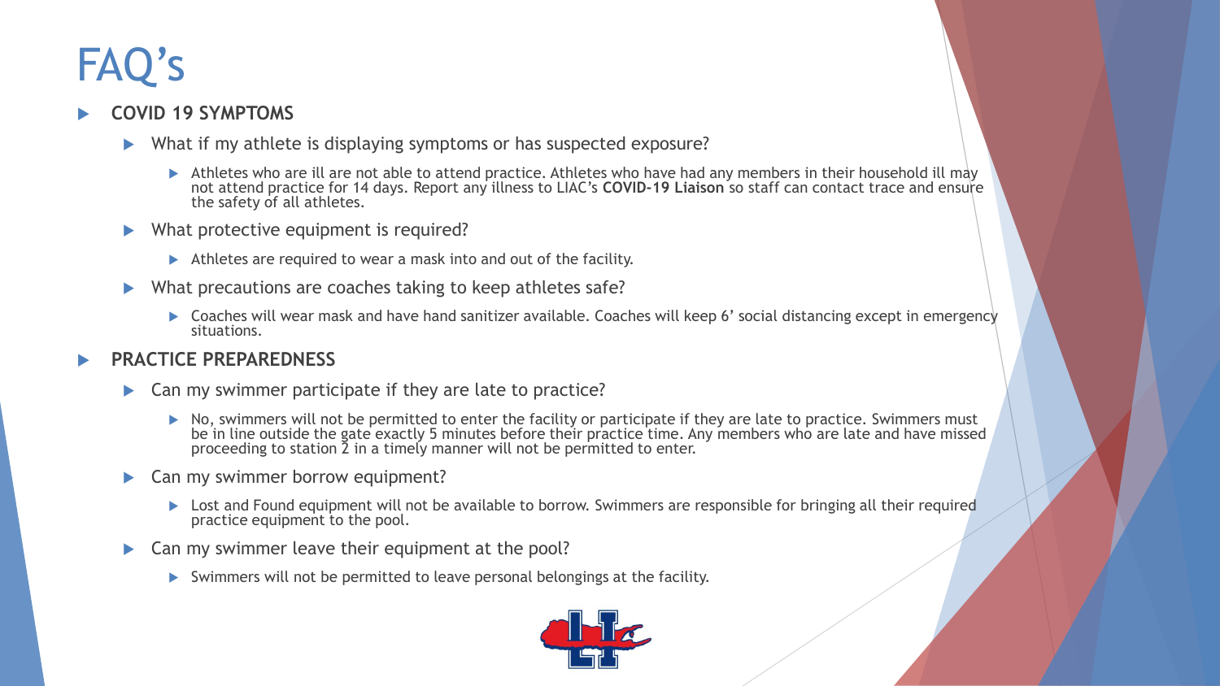# FAQ's

- **COVID 19 SYMPTOMS**
  - What if my athlete is displaying symptoms or has suspected exposure?
    - Athletes who are ill are not able to attend practice. Athletes who have had any members in their household ill may not attend practice for 14 days. Report any illness to LIAC's **COVID-19 Liaison** so staff can contact trace and ensure the safety of all athletes.
  - What protective equipment is required?
    - Athletes are required to wear a mask into and out of the facility.
  - What precautions are coaches taking to keep athletes safe?
    - Coaches will wear mask and have hand sanitizer available. Coaches will keep 6' social distancing except in emergency situations.
- **PRACTICE PREPAREDNESS**
  - Can my swimmer participate if they are late to practice?
    - No, swimmers will not be permitted to enter the facility or participate if they are late to practice. Swimmers must be in line outside the gate exactly 5 minutes before their practice time. Any members who are late and have missed proceeding to station 2 in a timely manner will not be permitted to enter.
  - Can my swimmer borrow equipment?
    - Lost and Found equipment will not be available to borrow. Swimmers are responsible for bringing all their required practice equipment to the pool.
  - Can my swimmer leave their equipment at the pool?
    - Swimmers will not be permitted to leave personal belongings at the facility.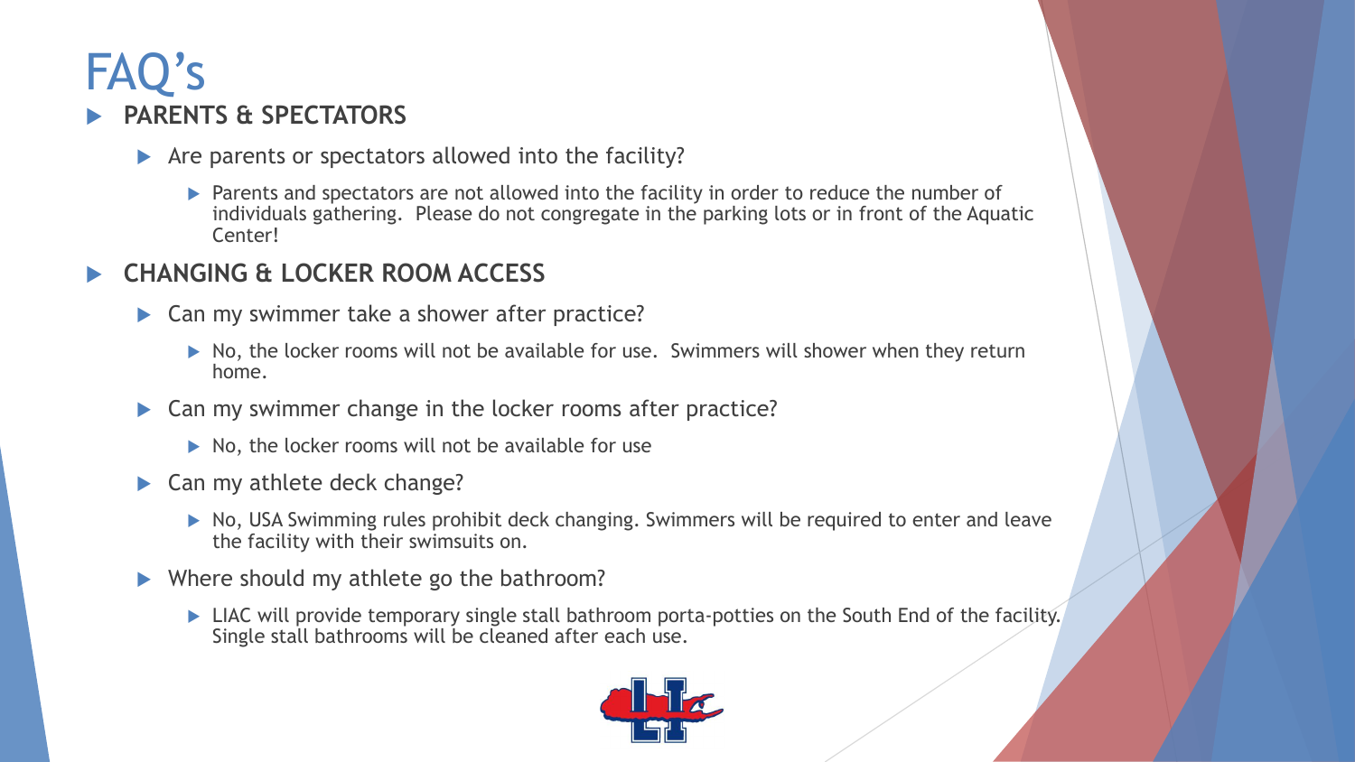# FAQ's

- **PARENTS & SPECTATORS**
  - Are parents or spectators allowed into the facility?
    - Parents and spectators are not allowed into the facility in order to reduce the number of individuals gathering. Please do not congregate in the parking lots or in front of the Aquatic Center!
- **CHANGING & LOCKER ROOM ACCESS**
  - Can my swimmer take a shower after practice?
    - No, the locker rooms will not be available for use. Swimmers will shower when they return home.
  - Can my swimmer change in the locker rooms after practice?
    - No, the locker rooms will not be available for use
  - Can my athlete deck change?
    - No, USA Swimming rules prohibit deck changing. Swimmers will be required to enter and leave the facility with their swimsuits on.
  - Where should my athlete go the bathroom?
    - LIAC will provide temporary single stall bathroom porta-potties on the South End of the facility. Single stall bathrooms will be cleaned after each use.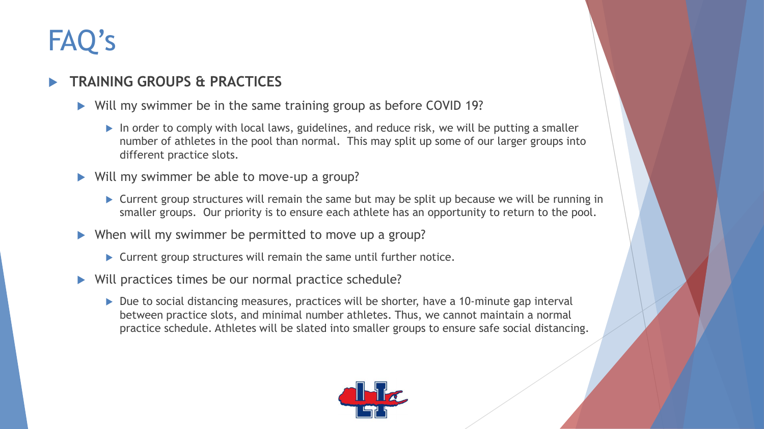# FAQ's

- **TRAINING GROUPS & PRACTICES**
  - Will my swimmer be in the same training group as before COVID 19?
    - In order to comply with local laws, guidelines, and reduce risk, we will be putting a smaller number of athletes in the pool than normal. This may split up some of our larger groups into different practice slots.
  - Will my swimmer be able to move-up a group?
    - Current group structures will remain the same but may be split up because we will be running in smaller groups. Our priority is to ensure each athlete has an opportunity to return to the pool.
  - When will my swimmer be permitted to move up a group?
    - Current group structures will remain the same until further notice.
  - Will practices times be our normal practice schedule?
    - Due to social distancing measures, practices will be shorter, have a 10-minute gap interval between practice slots, and minimal number athletes. Thus, we cannot maintain a normal practice schedule. Athletes will be slated into smaller groups to ensure safe social distancing.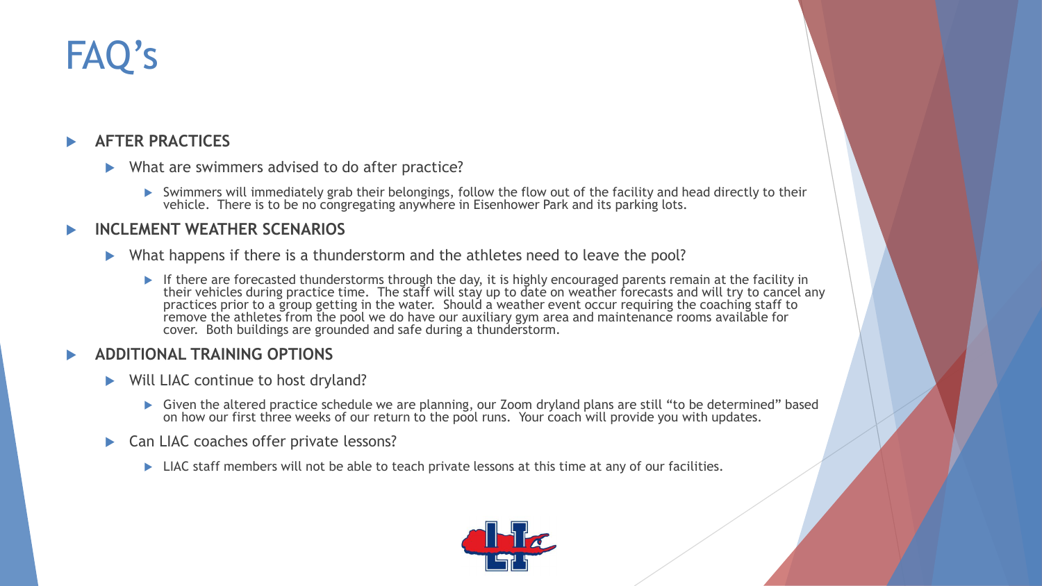# FAQ’s

- **AFTER PRACTICES**
  - What are swimmers advised to do after practice?
    - Swimmers will immediately grab their belongings, follow the flow out of the facility and head directly to their vehicle. There is to be no congregating anywhere in Eisenhower Park and its parking lots.
- **INCLEMENT WEATHER SCENARIOS**
  - What happens if there is a thunderstorm and the athletes need to leave the pool?
    - If there are forecasted thunderstorms through the day, it is highly encouraged parents remain at the facility in their vehicles during practice time. The staff will stay up to date on weather forecasts and will try to cancel any practices prior to a group getting in the water. Should a weather event occur requiring the coaching staff to remove the athletes from the pool we do have our auxiliary gym area and maintenance rooms available for cover. Both buildings are grounded and safe during a thunderstorm.
- **ADDITIONAL TRAINING OPTIONS**
  - Will LIAC continue to host dryland?
    - Given the altered practice schedule we are planning, our Zoom dryland plans are still “to be determined” based on how our first three weeks of our return to the pool runs. Your coach will provide you with updates.
  - Can LIAC coaches offer private lessons?
    - LIAC staff members will not be able to teach private lessons at this time at any of our facilities.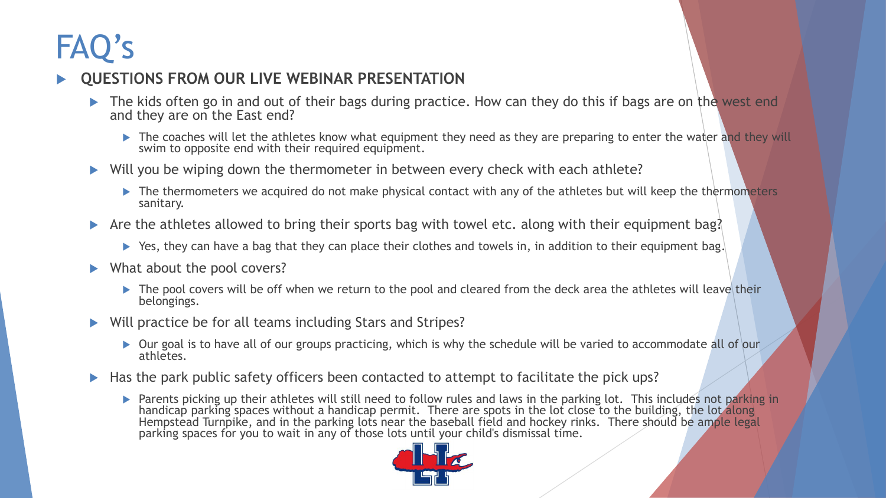# FAQ's

- **QUESTIONS FROM OUR LIVE WEBINAR PRESENTATION**
  - The kids often go in and out of their bags during practice. How can they do this if bags are on the west end and they are on the East end?
    - The coaches will let the athletes know what equipment they need as they are preparing to enter the water and they will swim to opposite end with their required equipment.
  - Will you be wiping down the thermometer in between every check with each athlete?
    - The thermometers we acquired do not make physical contact with any of the athletes but will keep the thermometers sanitary.
  - Are the athletes allowed to bring their sports bag with towel etc. along with their equipment bag?
    - Yes, they can have a bag that they can place their clothes and towels in, in addition to their equipment bag.
  - What about the pool covers?
    - The pool covers will be off when we return to the pool and cleared from the deck area the athletes will leave their belongings.
  - Will practice be for all teams including Stars and Stripes?
    - Our goal is to have all of our groups practicing, which is why the schedule will be varied to accommodate all of our athletes.
  - Has the park public safety officers been contacted to attempt to facilitate the pick ups?
    - Parents picking up their athletes will still need to follow rules and laws in the parking lot. This includes not parking in handicap parking spaces without a handicap permit. There are spots in the lot close to the building, the lot along Hempstead Turnpike, and in the parking lots near the baseball field and hockey rinks. There should be ample legal parking spaces for you to wait in any of those lots until your child's dismissal time.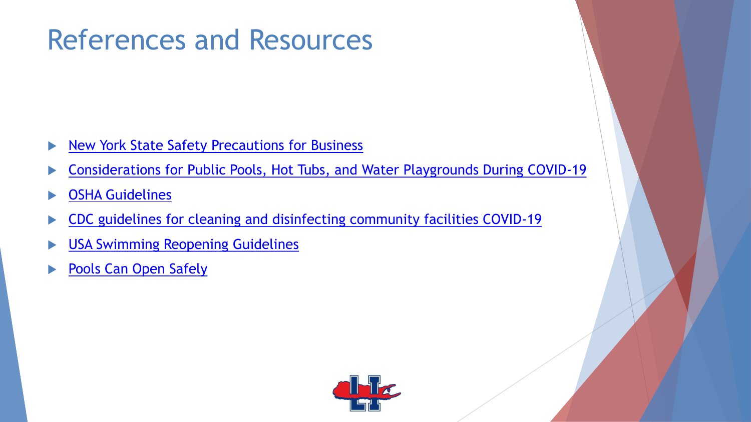# References and Resources

- New York State Safety Precautions for Business
- Considerations for Public Pools, Hot Tubs, and Water Playgrounds During COVID-19
- OSHA Guidelines
- CDC guidelines for cleaning and disinfecting community facilities COVID-19
- USA Swimming Reopening Guidelines
- Pools Can Open Safely